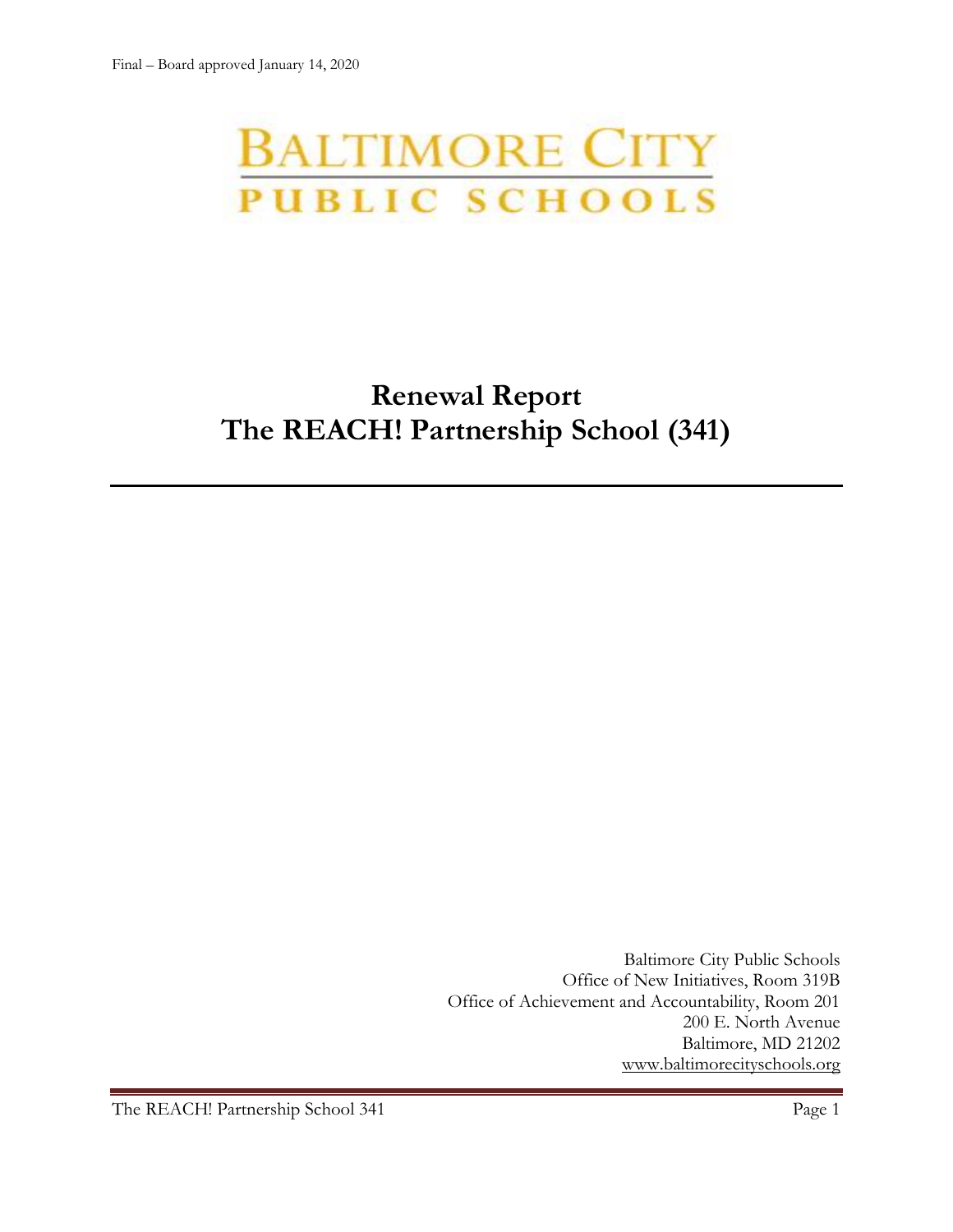Final – Board approved January 14, 2020

BALTIMORE CITY
PUBLIC SCHOOLS

# Renewal Report
# The REACH! Partnership School (341)

Baltimore City Public Schools
Office of New Initiatives, Room 319B
Office of Achievement and Accountability, Room 201
200 E. North Avenue
Baltimore, MD 21202
www.baltimorecityschools.org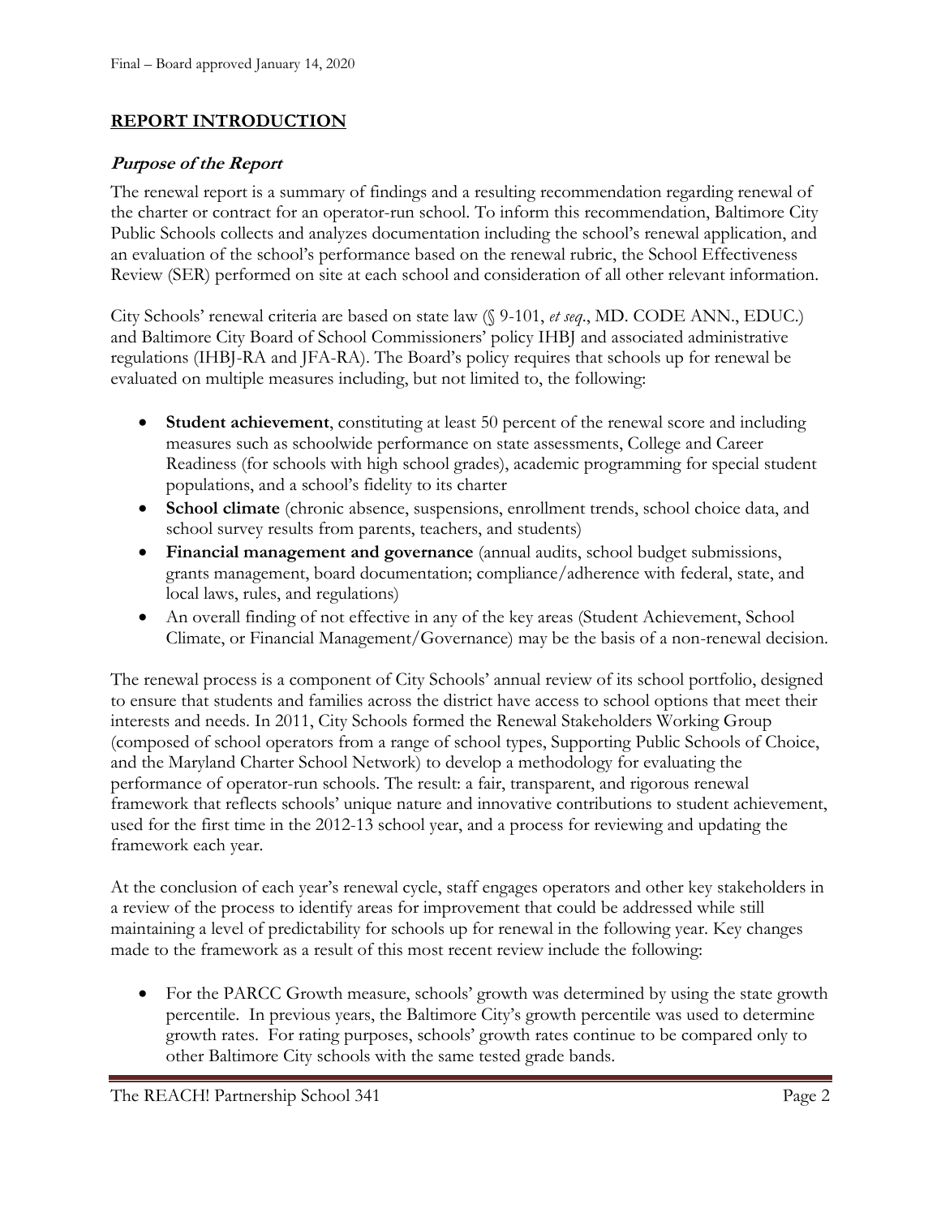Final – Board approved January 14, 2020

## REPORT INTRODUCTION

### *Purpose of the Report*

The renewal report is a summary of findings and a resulting recommendation regarding renewal of the charter or contract for an operator-run school. To inform this recommendation, Baltimore City Public Schools collects and analyzes documentation including the school's renewal application, and an evaluation of the school's performance based on the renewal rubric, the School Effectiveness Review (SER) performed on site at each school and consideration of all other relevant information.

City Schools' renewal criteria are based on state law (§ 9-101, *et seq*., MD. CODE ANN., EDUC.) and Baltimore City Board of School Commissioners' policy IHBJ and associated administrative regulations (IHBJ-RA and JFA-RA). The Board's policy requires that schools up for renewal be evaluated on multiple measures including, but not limited to, the following:

- **Student achievement**, constituting at least 50 percent of the renewal score and including measures such as schoolwide performance on state assessments, College and Career Readiness (for schools with high school grades), academic programming for special student populations, and a school's fidelity to its charter
- **School climate** (chronic absence, suspensions, enrollment trends, school choice data, and school survey results from parents, teachers, and students)
- **Financial management and governance** (annual audits, school budget submissions, grants management, board documentation; compliance/adherence with federal, state, and local laws, rules, and regulations)
- An overall finding of not effective in any of the key areas (Student Achievement, School Climate, or Financial Management/Governance) may be the basis of a non-renewal decision.

The renewal process is a component of City Schools' annual review of its school portfolio, designed to ensure that students and families across the district have access to school options that meet their interests and needs. In 2011, City Schools formed the Renewal Stakeholders Working Group (composed of school operators from a range of school types, Supporting Public Schools of Choice, and the Maryland Charter School Network) to develop a methodology for evaluating the performance of operator-run schools. The result: a fair, transparent, and rigorous renewal framework that reflects schools' unique nature and innovative contributions to student achievement, used for the first time in the 2012-13 school year, and a process for reviewing and updating the framework each year.

At the conclusion of each year's renewal cycle, staff engages operators and other key stakeholders in a review of the process to identify areas for improvement that could be addressed while still maintaining a level of predictability for schools up for renewal in the following year. Key changes made to the framework as a result of this most recent review include the following:

- For the PARCC Growth measure, schools' growth was determined by using the state growth percentile. In previous years, the Baltimore City's growth percentile was used to determine growth rates. For rating purposes, schools' growth rates continue to be compared only to other Baltimore City schools with the same tested grade bands.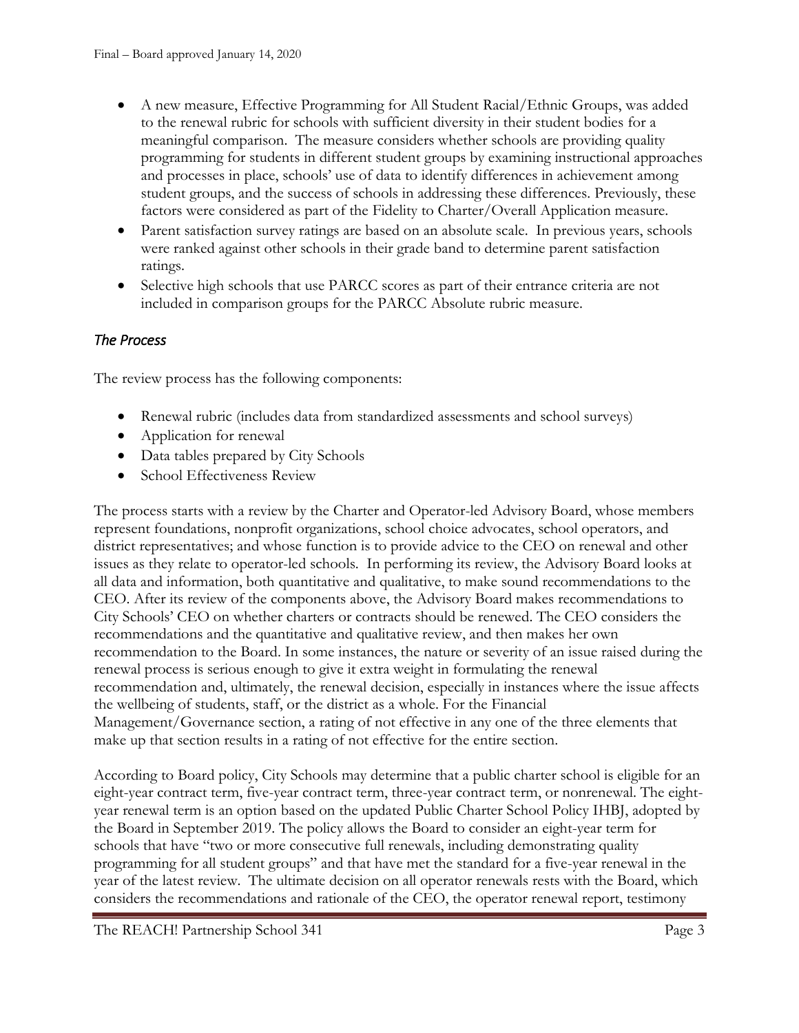- A new measure, Effective Programming for All Student Racial/Ethnic Groups, was added to the renewal rubric for schools with sufficient diversity in their student bodies for a meaningful comparison. The measure considers whether schools are providing quality programming for students in different student groups by examining instructional approaches and processes in place, schools' use of data to identify differences in achievement among student groups, and the success of schools in addressing these differences. Previously, these factors were considered as part of the Fidelity to Charter/Overall Application measure.
- Parent satisfaction survey ratings are based on an absolute scale. In previous years, schools were ranked against other schools in their grade band to determine parent satisfaction ratings.
- Selective high schools that use PARCC scores as part of their entrance criteria are not included in comparison groups for the PARCC Absolute rubric measure.

## *The Process*

The review process has the following components:

- Renewal rubric (includes data from standardized assessments and school surveys)
- Application for renewal
- Data tables prepared by City Schools
- School Effectiveness Review

The process starts with a review by the Charter and Operator-led Advisory Board, whose members represent foundations, nonprofit organizations, school choice advocates, school operators, and district representatives; and whose function is to provide advice to the CEO on renewal and other issues as they relate to operator-led schools. In performing its review, the Advisory Board looks at all data and information, both quantitative and qualitative, to make sound recommendations to the CEO. After its review of the components above, the Advisory Board makes recommendations to City Schools' CEO on whether charters or contracts should be renewed. The CEO considers the recommendations and the quantitative and qualitative review, and then makes her own recommendation to the Board. In some instances, the nature or severity of an issue raised during the renewal process is serious enough to give it extra weight in formulating the renewal recommendation and, ultimately, the renewal decision, especially in instances where the issue affects the wellbeing of students, staff, or the district as a whole. For the Financial Management/Governance section, a rating of not effective in any one of the three elements that make up that section results in a rating of not effective for the entire section.

According to Board policy, City Schools may determine that a public charter school is eligible for an eight-year contract term, five-year contract term, three-year contract term, or nonrenewal. The eight-year renewal term is an option based on the updated Public Charter School Policy IHBJ, adopted by the Board in September 2019. The policy allows the Board to consider an eight-year term for schools that have "two or more consecutive full renewals, including demonstrating quality programming for all student groups" and that have met the standard for a five-year renewal in the year of the latest review. The ultimate decision on all operator renewals rests with the Board, which considers the recommendations and rationale of the CEO, the operator renewal report, testimony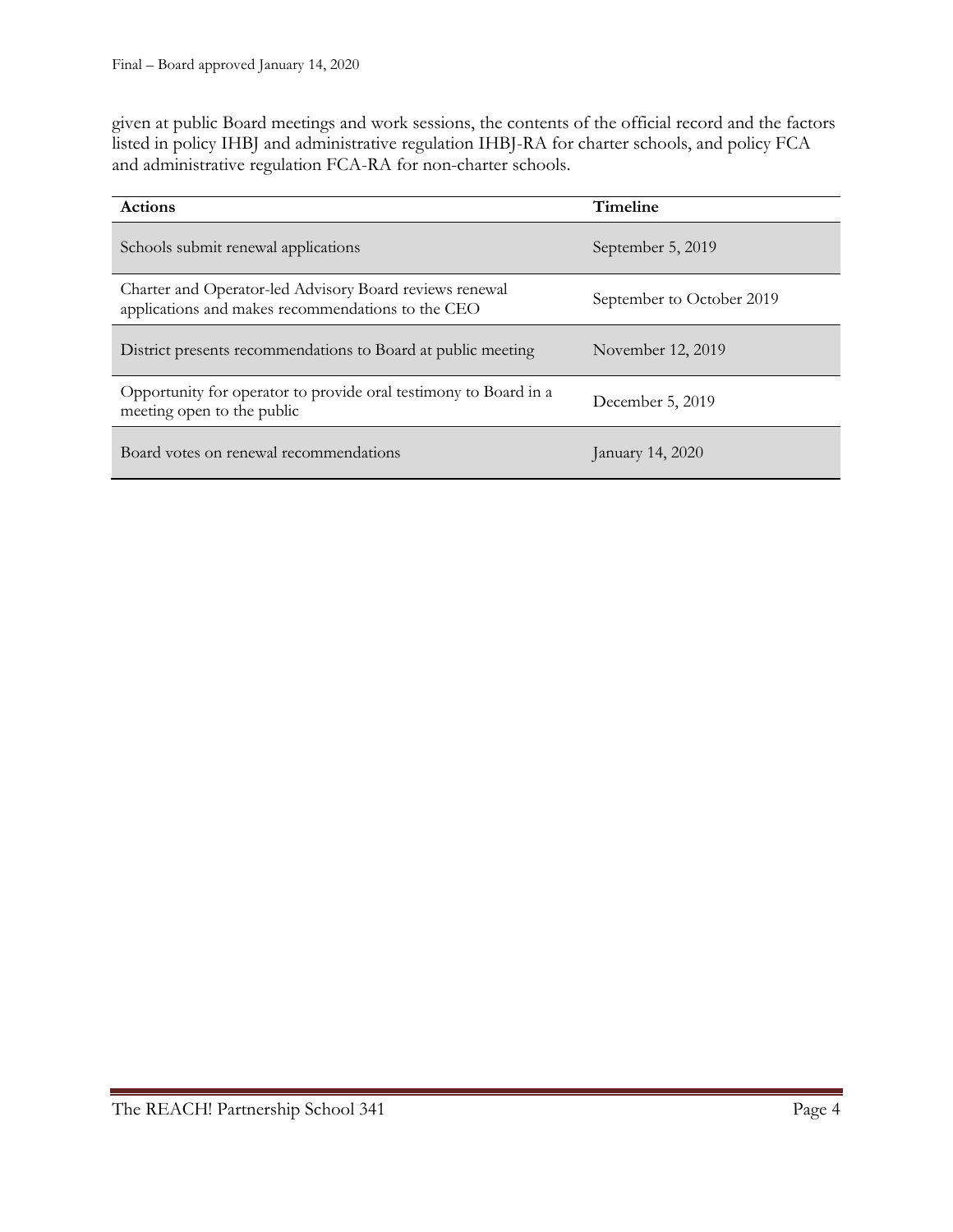given at public Board meetings and work sessions, the contents of the official record and the factors listed in policy IHBJ and administrative regulation IHBJ-RA for charter schools, and policy FCA and administrative regulation FCA-RA for non-charter schools.

| Actions | Timeline |
| --- | --- |
| Schools submit renewal applications | September 5, 2019 |
| Charter and Operator-led Advisory Board reviews renewal applications and makes recommendations to the CEO | September to October 2019 |
| District presents recommendations to Board at public meeting | November 12, 2019 |
| Opportunity for operator to provide oral testimony to Board in a meeting open to the public | December 5, 2019 |
| Board votes on renewal recommendations | January 14, 2020 |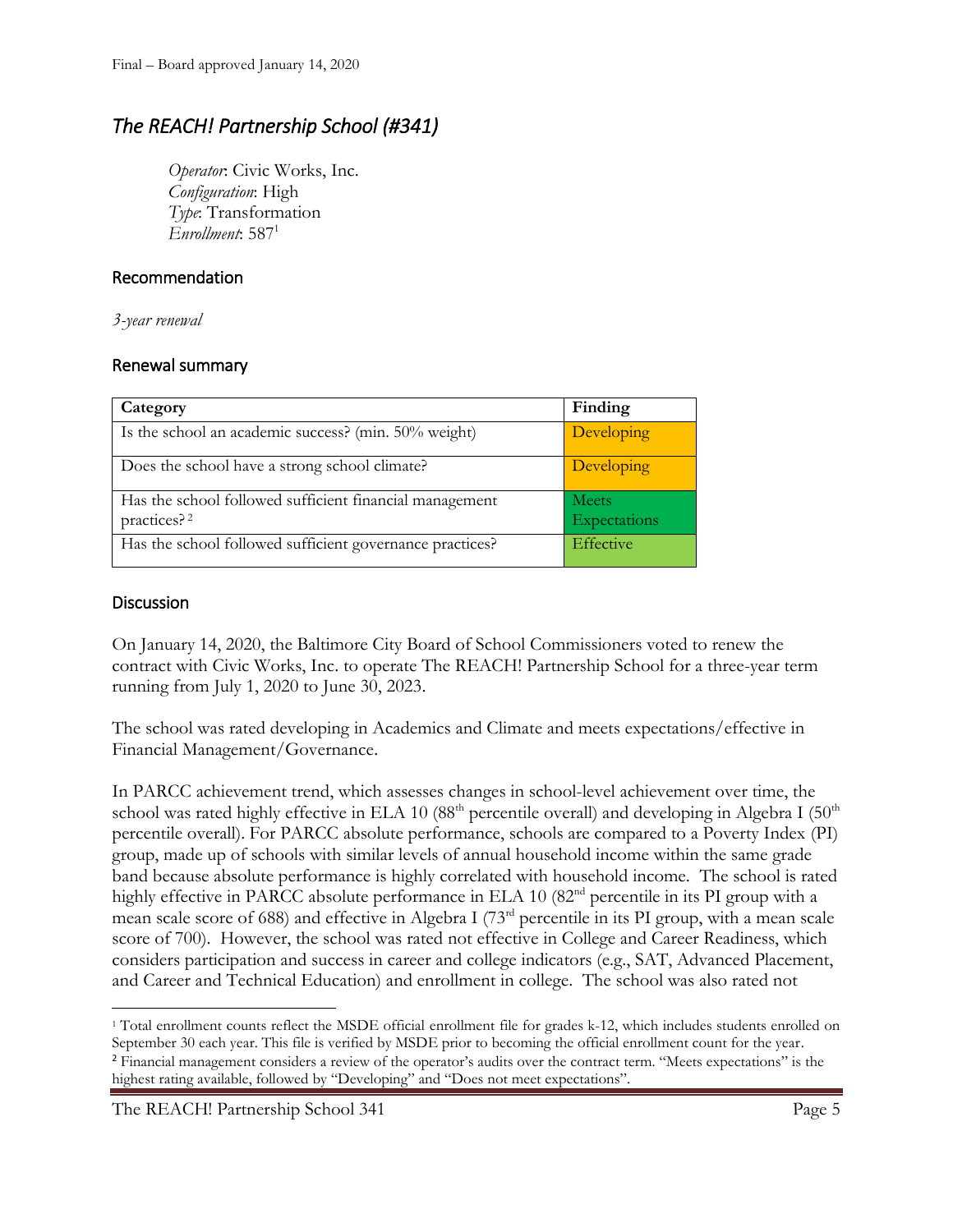Final – Board approved January 14, 2020

## *The REACH! Partnership School (#341)*

*Operator*: Civic Works, Inc.
*Configuration*: High
*Type*: Transformation
*Enrollment*: 587[1]

### Recommendation

*3-year renewal*

### Renewal summary

| Category | Finding |
|---|---|
| Is the school an academic success? (min. 50% weight) | Developing |
| Does the school have a strong school climate? | Developing |
| Has the school followed sufficient financial management practices?[2] | Meets Expectations |
| Has the school followed sufficient governance practices? | Effective |

### Discussion

On January 14, 2020, the Baltimore City Board of School Commissioners voted to renew the contract with Civic Works, Inc. to operate The REACH! Partnership School for a three-year term running from July 1, 2020 to June 30, 2023.

The school was rated developing in Academics and Climate and meets expectations/effective in Financial Management/Governance.

In PARCC achievement trend, which assesses changes in school-level achievement over time, the school was rated highly effective in ELA 10 (88th percentile overall) and developing in Algebra I (50th percentile overall). For PARCC absolute performance, schools are compared to a Poverty Index (PI) group, made up of schools with similar levels of annual household income within the same grade band because absolute performance is highly correlated with household income. The school is rated highly effective in PARCC absolute performance in ELA 10 (82nd percentile in its PI group with a mean scale score of 688) and effective in Algebra I (73rd percentile in its PI group, with a mean scale score of 700). However, the school was rated not effective in College and Career Readiness, which considers participation and success in career and college indicators (e.g., SAT, Advanced Placement, and Career and Technical Education) and enrollment in college. The school was also rated not

---

[1] Total enrollment counts reflect the MSDE official enrollment file for grades k-12, which includes students enrolled on September 30 each year. This file is verified by MSDE prior to becoming the official enrollment count for the year.

[2] Financial management considers a review of the operator's audits over the contract term. "Meets expectations" is the highest rating available, followed by "Developing" and "Does not meet expectations".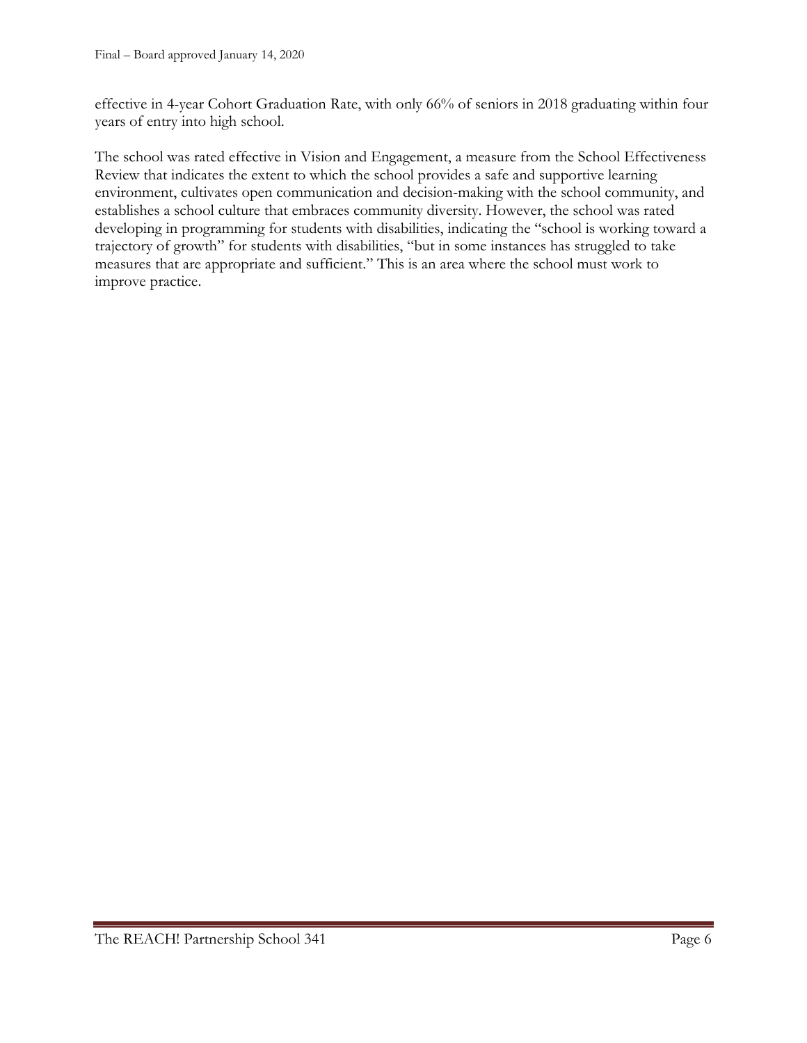effective in 4-year Cohort Graduation Rate, with only 66% of seniors in 2018 graduating within four years of entry into high school.

The school was rated effective in Vision and Engagement, a measure from the School Effectiveness Review that indicates the extent to which the school provides a safe and supportive learning environment, cultivates open communication and decision-making with the school community, and establishes a school culture that embraces community diversity. However, the school was rated developing in programming for students with disabilities, indicating the "school is working toward a trajectory of growth" for students with disabilities, "but in some instances has struggled to take measures that are appropriate and sufficient." This is an area where the school must work to improve practice.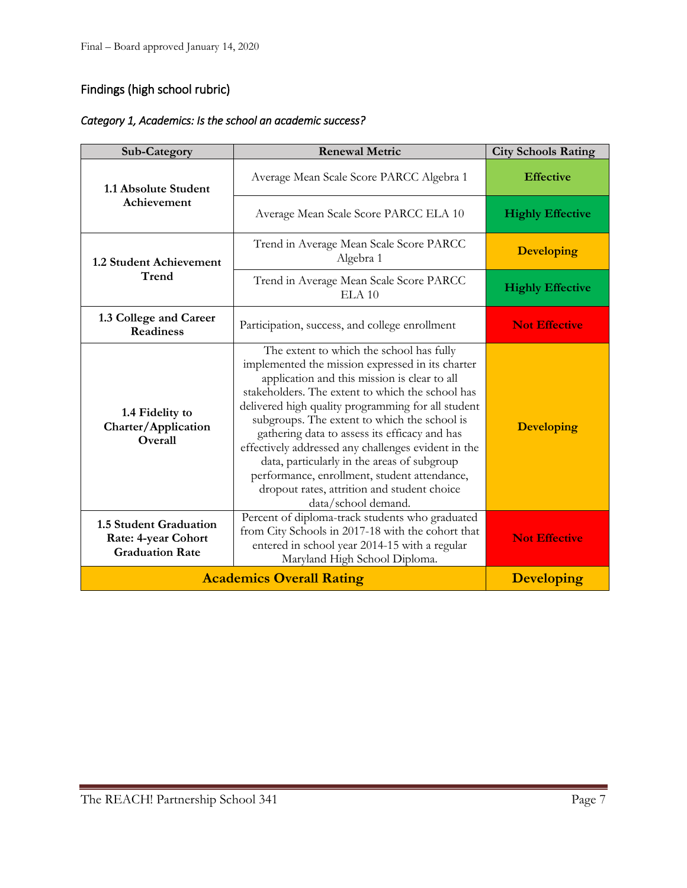## Findings (high school rubric)

### *Category 1, Academics: Is the school an academic success?*

| Sub-Category | Renewal Metric | City Schools Rating |
|---|---|---|
| **1.1 Absolute Student Achievement** | Average Mean Scale Score PARCC Algebra 1 | **Effective** |
| | Average Mean Scale Score PARCC ELA 10 | **Highly Effective** |
| **1.2 Student Achievement Trend** | Trend in Average Mean Scale Score PARCC Algebra 1 | **Developing** |
| | Trend in Average Mean Scale Score PARCC ELA 10 | **Highly Effective** |
| **1.3 College and Career Readiness** | Participation, success, and college enrollment | **Not Effective** |
| **1.4 Fidelity to Charter/Application Overall** | The extent to which the school has fully implemented the mission expressed in its charter application and this mission is clear to all stakeholders. The extent to which the school has delivered high quality programming for all student subgroups. The extent to which the school is gathering data to assess its efficacy and has effectively addressed any challenges evident in the data, particularly in the areas of subgroup performance, enrollment, student attendance, dropout rates, attrition and student choice data/school demand. | **Developing** |
| **1.5 Student Graduation Rate: 4-year Cohort Graduation Rate** | Percent of diploma-track students who graduated from City Schools in 2017-18 with the cohort that entered in school year 2014-15 with a regular Maryland High School Diploma. | **Not Effective** |
| **Academics Overall Rating** | | **Developing** |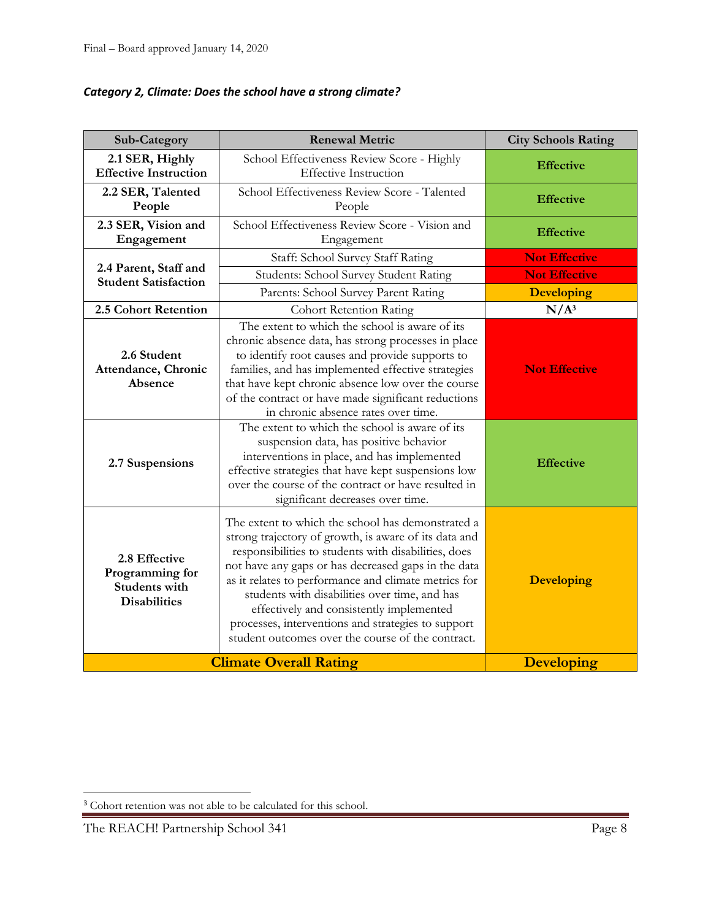### *Category 2, Climate: Does the school have a strong climate?*

| Sub-Category | Renewal Metric | City Schools Rating |
|---|---|---|
| **2.1 SER, Highly Effective Instruction** | School Effectiveness Review Score - Highly Effective Instruction | **Effective** |
| **2.2 SER, Talented People** | School Effectiveness Review Score - Talented People | **Effective** |
| **2.3 SER, Vision and Engagement** | School Effectiveness Review Score - Vision and Engagement | **Effective** |
| **2.4 Parent, Staff and Student Satisfaction** | Staff: School Survey Staff Rating | **Not Effective** |
| | Students: School Survey Student Rating | **Not Effective** |
| | Parents: School Survey Parent Rating | **Developing** |
| **2.5 Cohort Retention** | Cohort Retention Rating | **N/A[3]** |
| **2.6 Student Attendance, Chronic Absence** | The extent to which the school is aware of its chronic absence data, has strong processes in place to identify root causes and provide supports to families, and has implemented effective strategies that have kept chronic absence low over the course of the contract or have made significant reductions in chronic absence rates over time. | **Not Effective** |
| **2.7 Suspensions** | The extent to which the school is aware of its suspension data, has positive behavior interventions in place, and has implemented effective strategies that have kept suspensions low over the course of the contract or have resulted in significant decreases over time. | **Effective** |
| **2.8 Effective Programming for Students with Disabilities** | The extent to which the school has demonstrated a strong trajectory of growth, is aware of its data and responsibilities to students with disabilities, does not have any gaps or has decreased gaps in the data as it relates to performance and climate metrics for students with disabilities over time, and has effectively and consistently implemented processes, interventions and strategies to support student outcomes over the course of the contract. | **Developing** |
| **Climate Overall Rating** | | **Developing** |

[3] Cohort retention was not able to be calculated for this school.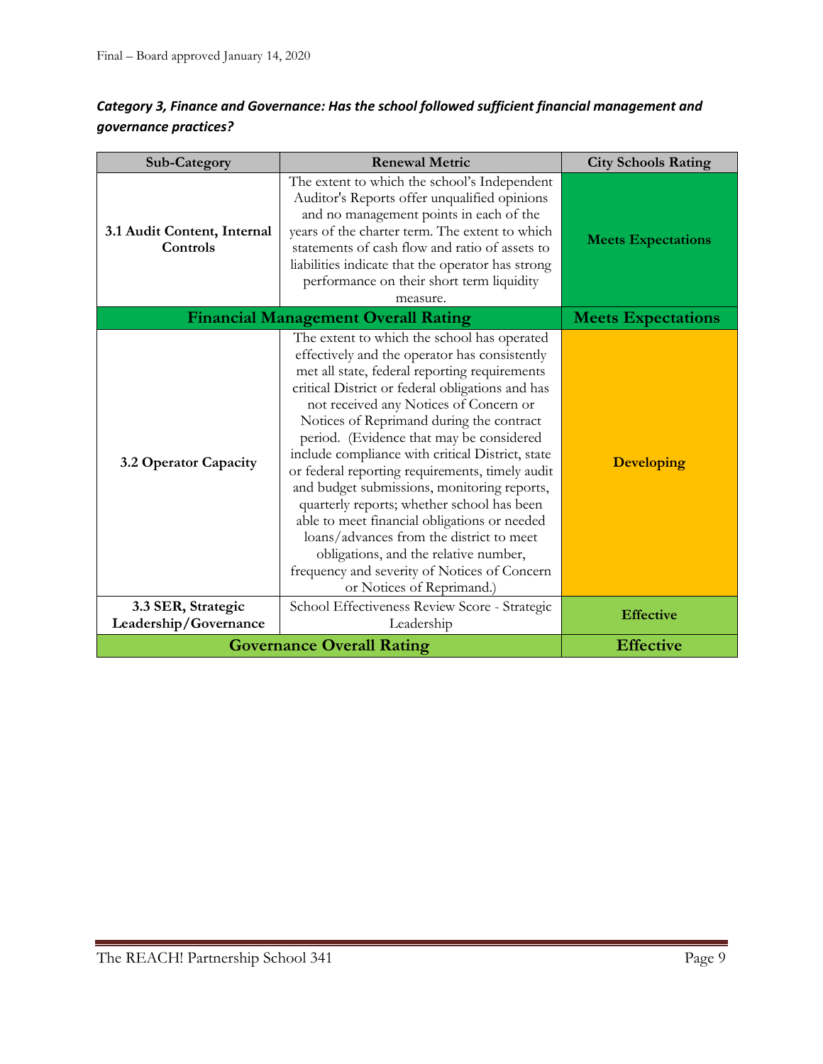***Category 3, Finance and Governance: Has the school followed sufficient financial management and governance practices?***

| Sub-Category | Renewal Metric | City Schools Rating |
| --- | --- | --- |
| **3.1 Audit Content, Internal Controls** | The extent to which the school's Independent Auditor's Reports offer unqualified opinions and no management points in each of the years of the charter term. The extent to which statements of cash flow and ratio of assets to liabilities indicate that the operator has strong performance on their short term liquidity measure. | **Meets Expectations** |
| **Financial Management Overall Rating** | | **Meets Expectations** |
| **3.2 Operator Capacity** | The extent to which the school has operated effectively and the operator has consistently met all state, federal reporting requirements critical District or federal obligations and has not received any Notices of Concern or Notices of Reprimand during the contract period. (Evidence that may be considered include compliance with critical District, state or federal reporting requirements, timely audit and budget submissions, monitoring reports, quarterly reports; whether school has been able to meet financial obligations or needed loans/advances from the district to meet obligations, and the relative number, frequency and severity of Notices of Concern or Notices of Reprimand.) | **Developing** |
| **3.3 SER, Strategic Leadership/Governance** | School Effectiveness Review Score - Strategic Leadership | **Effective** |
| **Governance Overall Rating** | | **Effective** |